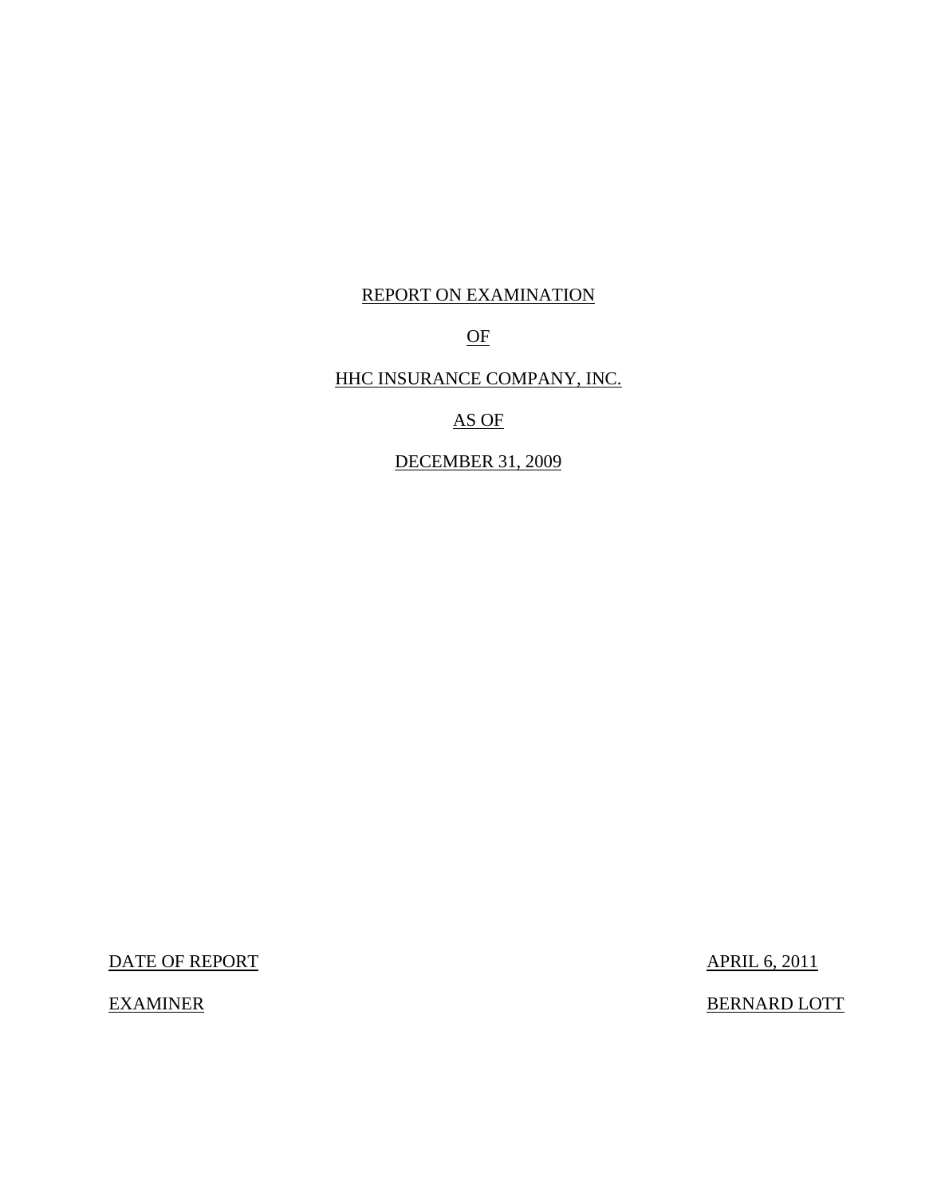# REPORT ON EXAMINATION

# OF

# HHC INSURANCE COMPANY, INC.

# AS OF

# DECEMBER 31, 2009

| DATE OF REPORT | APRIL 6, 2011 |
|---|---|
| EXAMINER | BERNARD LOTT |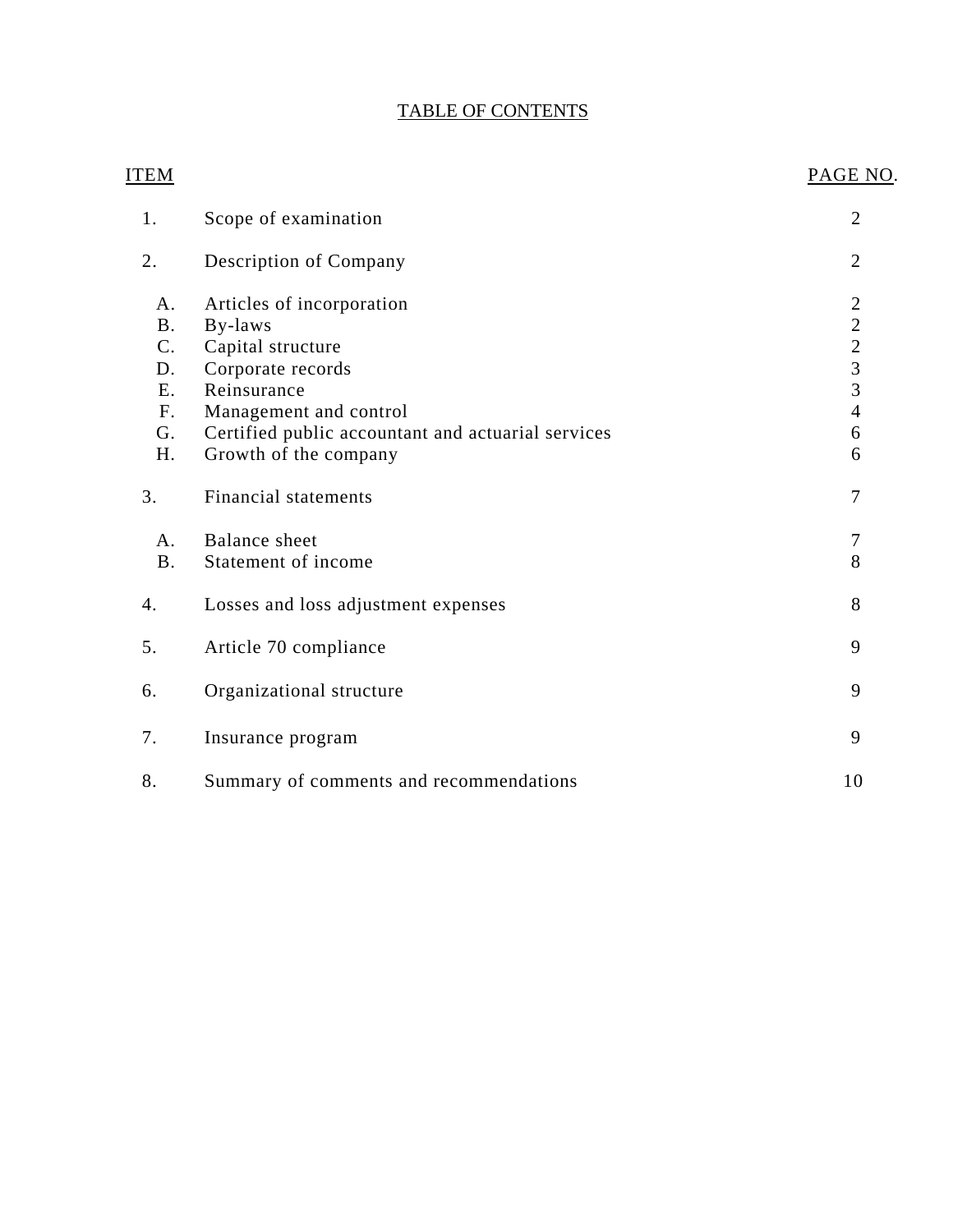# TABLE OF CONTENTS

| ITEM | | PAGE NO. |
|---|---|---|
| 1. | Scope of examination | 2 |
| 2. | Description of Company | 2 |
| A. | Articles of incorporation | 2 |
| B. | By-laws | 2 |
| C. | Capital structure | 2 |
| D. | Corporate records | 3 |
| E. | Reinsurance | 3 |
| F. | Management and control | 4 |
| G. | Certified public accountant and actuarial services | 6 |
| H. | Growth of the company | 6 |
| 3. | Financial statements | 7 |
| A. | Balance sheet | 7 |
| B. | Statement of income | 8 |
| 4. | Losses and loss adjustment expenses | 8 |
| 5. | Article 70 compliance | 9 |
| 6. | Organizational structure | 9 |
| 7. | Insurance program | 9 |
| 8. | Summary of comments and recommendations | 10 |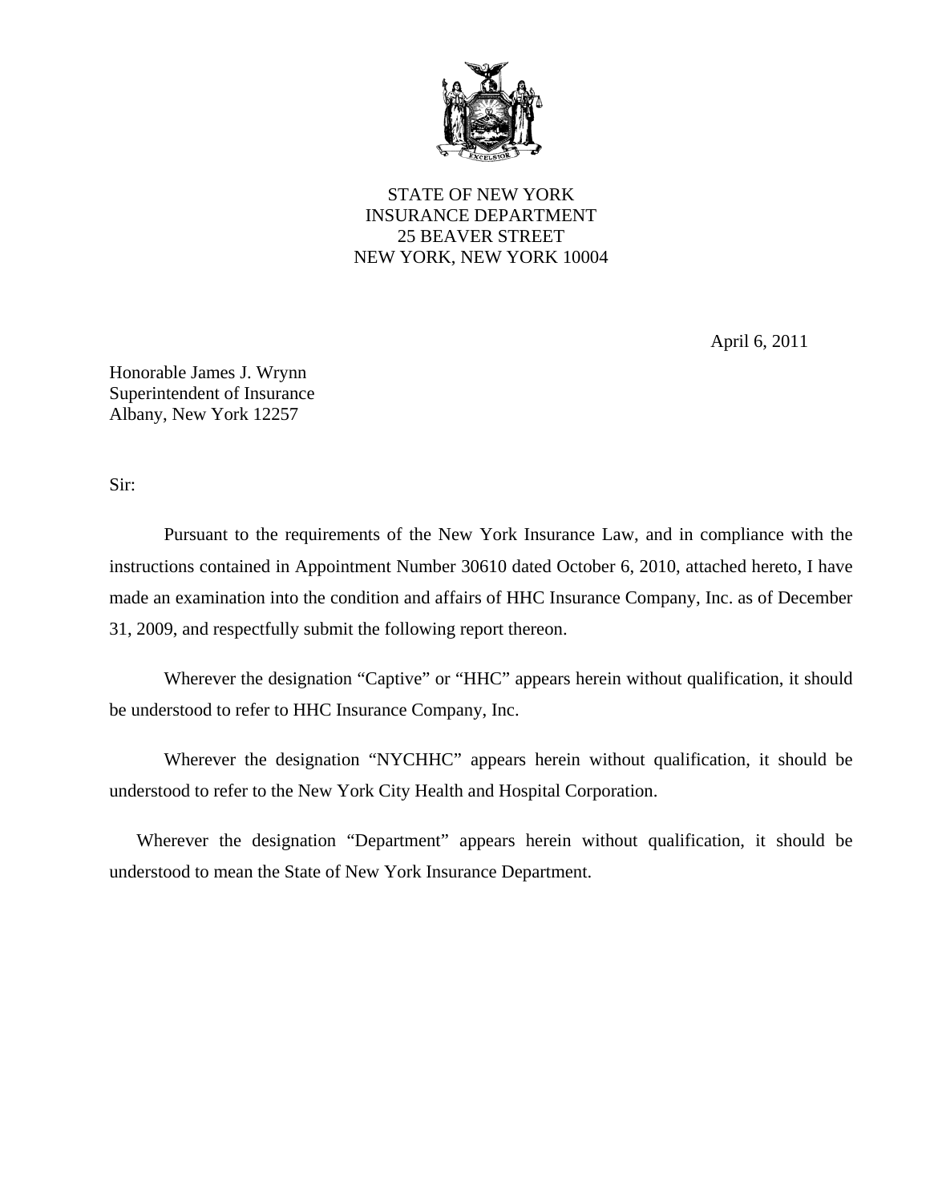STATE OF NEW YORK
INSURANCE DEPARTMENT
25 BEAVER STREET
NEW YORK, NEW YORK 10004

April 6, 2011

Honorable James J. Wrynn
Superintendent of Insurance
Albany, New York 12257

Sir:

Pursuant to the requirements of the New York Insurance Law, and in compliance with the instructions contained in Appointment Number 30610 dated October 6, 2010, attached hereto, I have made an examination into the condition and affairs of HHC Insurance Company, Inc. as of December 31, 2009, and respectfully submit the following report thereon.

Wherever the designation "Captive" or "HHC" appears herein without qualification, it should be understood to refer to HHC Insurance Company, Inc.

Wherever the designation "NYCHHC" appears herein without qualification, it should be understood to refer to the New York City Health and Hospital Corporation.

Wherever the designation "Department" appears herein without qualification, it should be understood to mean the State of New York Insurance Department.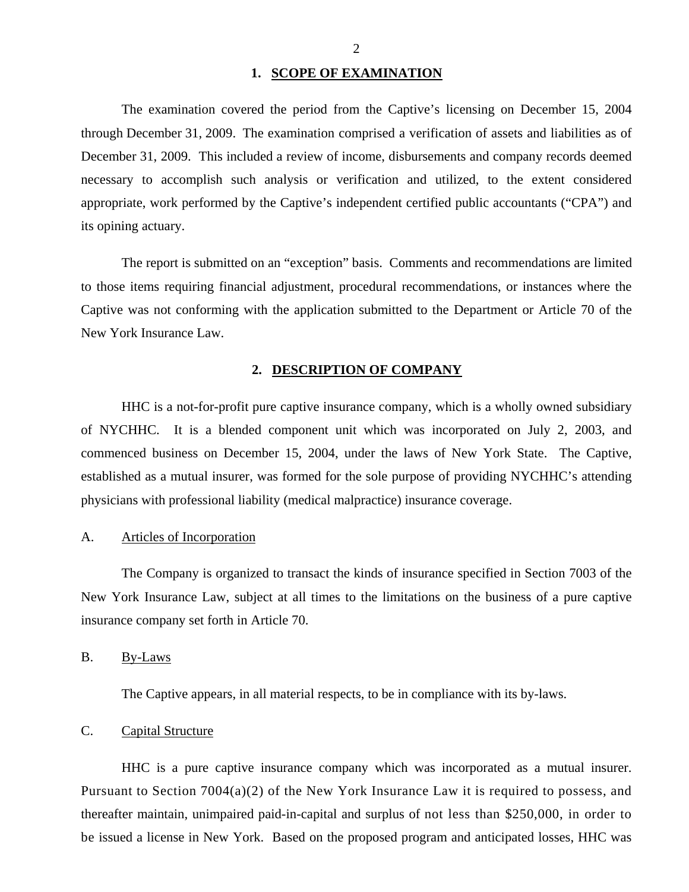## 1. SCOPE OF EXAMINATION

The examination covered the period from the Captive's licensing on December 15, 2004 through December 31, 2009. The examination comprised a verification of assets and liabilities as of December 31, 2009. This included a review of income, disbursements and company records deemed necessary to accomplish such analysis or verification and utilized, to the extent considered appropriate, work performed by the Captive's independent certified public accountants ("CPA") and its opining actuary.

The report is submitted on an "exception" basis. Comments and recommendations are limited to those items requiring financial adjustment, procedural recommendations, or instances where the Captive was not conforming with the application submitted to the Department or Article 70 of the New York Insurance Law.

## 2. DESCRIPTION OF COMPANY

HHC is a not-for-profit pure captive insurance company, which is a wholly owned subsidiary of NYCHHC. It is a blended component unit which was incorporated on July 2, 2003, and commenced business on December 15, 2004, under the laws of New York State. The Captive, established as a mutual insurer, was formed for the sole purpose of providing NYCHHC's attending physicians with professional liability (medical malpractice) insurance coverage.

### A. Articles of Incorporation

The Company is organized to transact the kinds of insurance specified in Section 7003 of the New York Insurance Law, subject at all times to the limitations on the business of a pure captive insurance company set forth in Article 70.

### B. By-Laws

The Captive appears, in all material respects, to be in compliance with its by-laws.

### C. Capital Structure

HHC is a pure captive insurance company which was incorporated as a mutual insurer. Pursuant to Section 7004(a)(2) of the New York Insurance Law it is required to possess, and thereafter maintain, unimpaired paid-in-capital and surplus of not less than $250,000, in order to be issued a license in New York. Based on the proposed program and anticipated losses, HHC was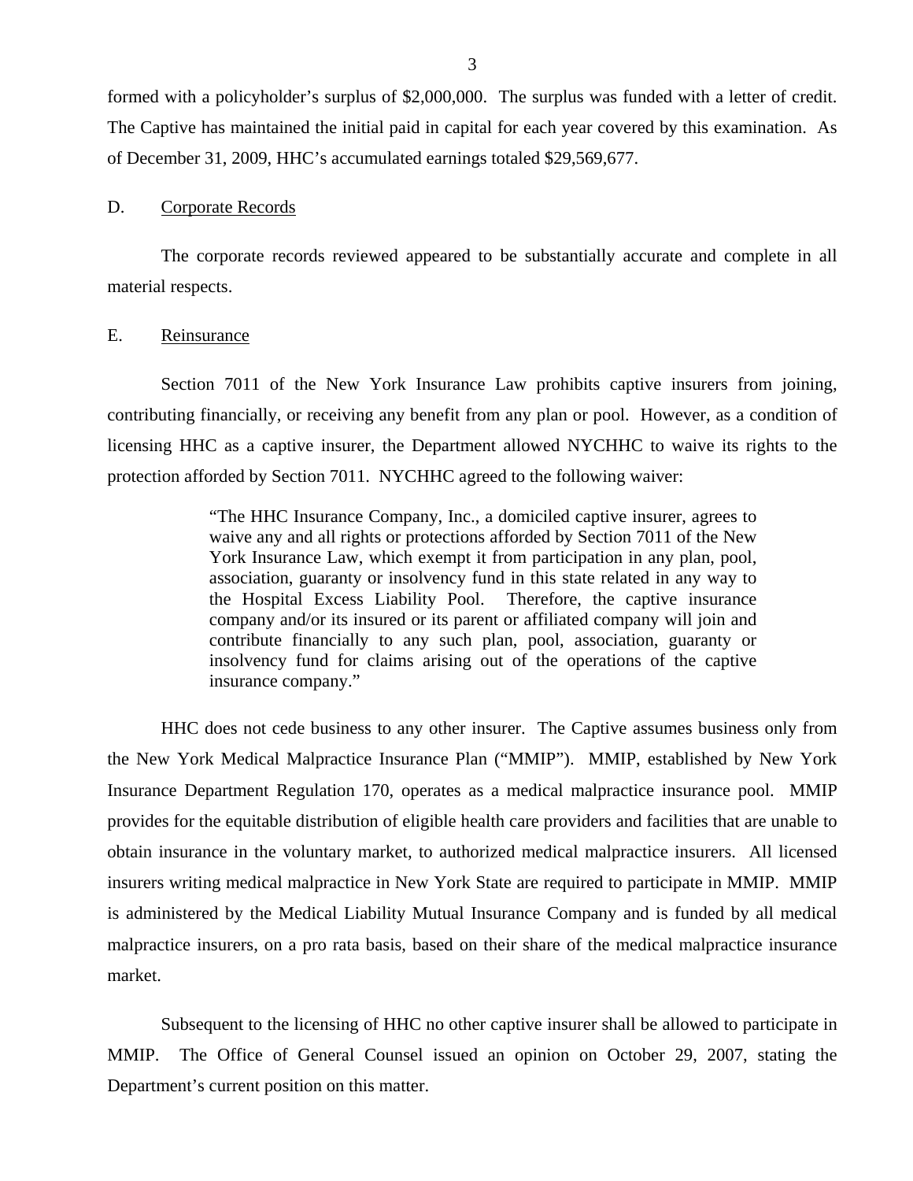formed with a policyholder's surplus of $2,000,000. The surplus was funded with a letter of credit. The Captive has maintained the initial paid in capital for each year covered by this examination. As of December 31, 2009, HHC's accumulated earnings totaled $29,569,677.

D. Corporate Records

The corporate records reviewed appeared to be substantially accurate and complete in all material respects.

E. Reinsurance

Section 7011 of the New York Insurance Law prohibits captive insurers from joining, contributing financially, or receiving any benefit from any plan or pool. However, as a condition of licensing HHC as a captive insurer, the Department allowed NYCHHC to waive its rights to the protection afforded by Section 7011. NYCHHC agreed to the following waiver:

> "The HHC Insurance Company, Inc., a domiciled captive insurer, agrees to waive any and all rights or protections afforded by Section 7011 of the New York Insurance Law, which exempt it from participation in any plan, pool, association, guaranty or insolvency fund in this state related in any way to the Hospital Excess Liability Pool. Therefore, the captive insurance company and/or its insured or its parent or affiliated company will join and contribute financially to any such plan, pool, association, guaranty or insolvency fund for claims arising out of the operations of the captive insurance company."

HHC does not cede business to any other insurer. The Captive assumes business only from the New York Medical Malpractice Insurance Plan ("MMIP"). MMIP, established by New York Insurance Department Regulation 170, operates as a medical malpractice insurance pool. MMIP provides for the equitable distribution of eligible health care providers and facilities that are unable to obtain insurance in the voluntary market, to authorized medical malpractice insurers. All licensed insurers writing medical malpractice in New York State are required to participate in MMIP. MMIP is administered by the Medical Liability Mutual Insurance Company and is funded by all medical malpractice insurers, on a pro rata basis, based on their share of the medical malpractice insurance market.

Subsequent to the licensing of HHC no other captive insurer shall be allowed to participate in MMIP. The Office of General Counsel issued an opinion on October 29, 2007, stating the Department's current position on this matter.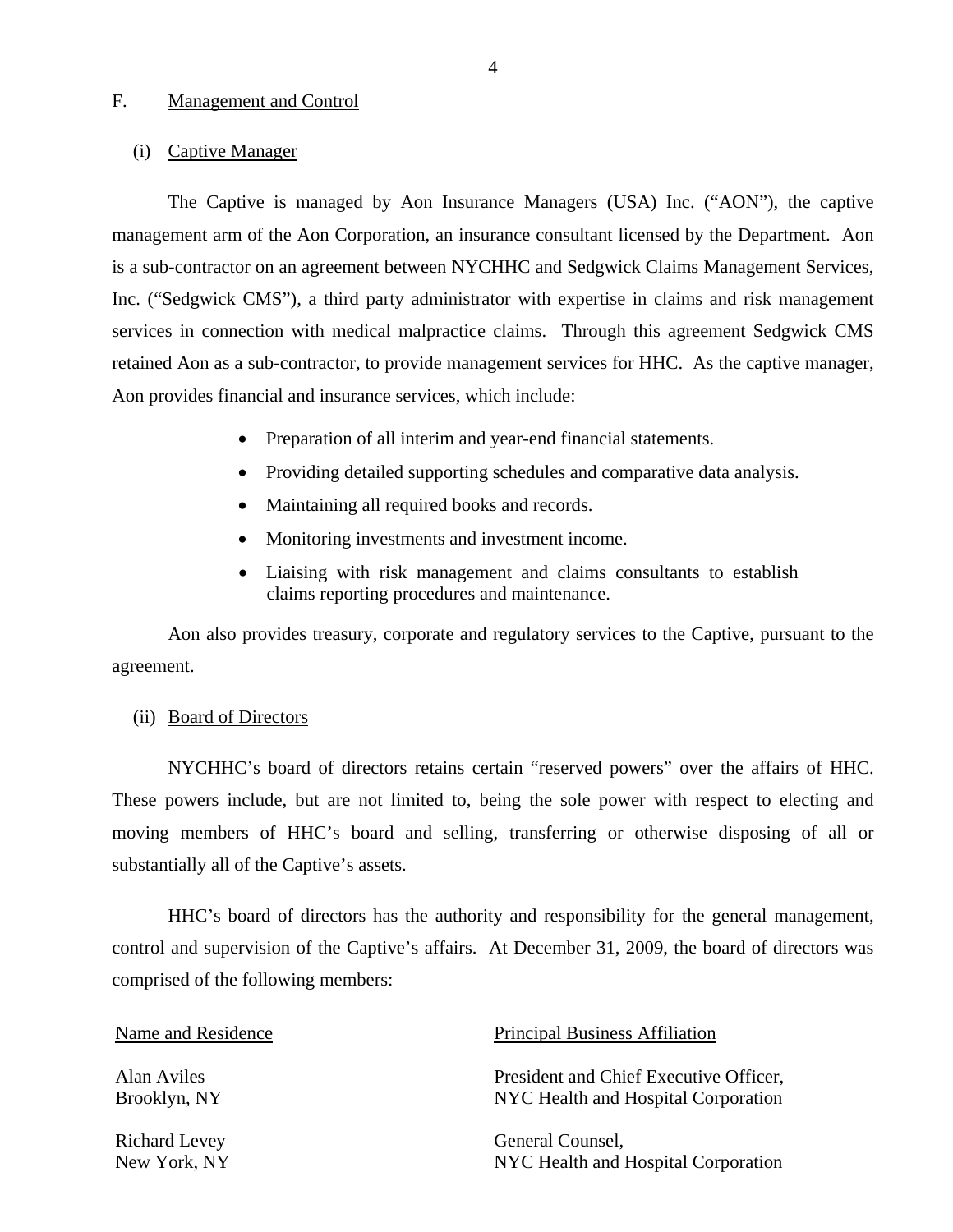## F. Management and Control

### (i) Captive Manager

The Captive is managed by Aon Insurance Managers (USA) Inc. ("AON"), the captive management arm of the Aon Corporation, an insurance consultant licensed by the Department. Aon is a sub-contractor on an agreement between NYCHHC and Sedgwick Claims Management Services, Inc. ("Sedgwick CMS"), a third party administrator with expertise in claims and risk management services in connection with medical malpractice claims. Through this agreement Sedgwick CMS retained Aon as a sub-contractor, to provide management services for HHC. As the captive manager, Aon provides financial and insurance services, which include:

- Preparation of all interim and year-end financial statements.
- Providing detailed supporting schedules and comparative data analysis.
- Maintaining all required books and records.
- Monitoring investments and investment income.
- Liaising with risk management and claims consultants to establish claims reporting procedures and maintenance.

Aon also provides treasury, corporate and regulatory services to the Captive, pursuant to the agreement.

### (ii) Board of Directors

NYCHHC's board of directors retains certain "reserved powers" over the affairs of HHC. These powers include, but are not limited to, being the sole power with respect to electing and moving members of HHC's board and selling, transferring or otherwise disposing of all or substantially all of the Captive's assets.

HHC's board of directors has the authority and responsibility for the general management, control and supervision of the Captive's affairs. At December 31, 2009, the board of directors was comprised of the following members:

| Name and Residence | Principal Business Affiliation |
|---|---|
| Alan Aviles<br>Brooklyn, NY | President and Chief Executive Officer,<br>NYC Health and Hospital Corporation |
| Richard Levey<br>New York, NY | General Counsel,<br>NYC Health and Hospital Corporation |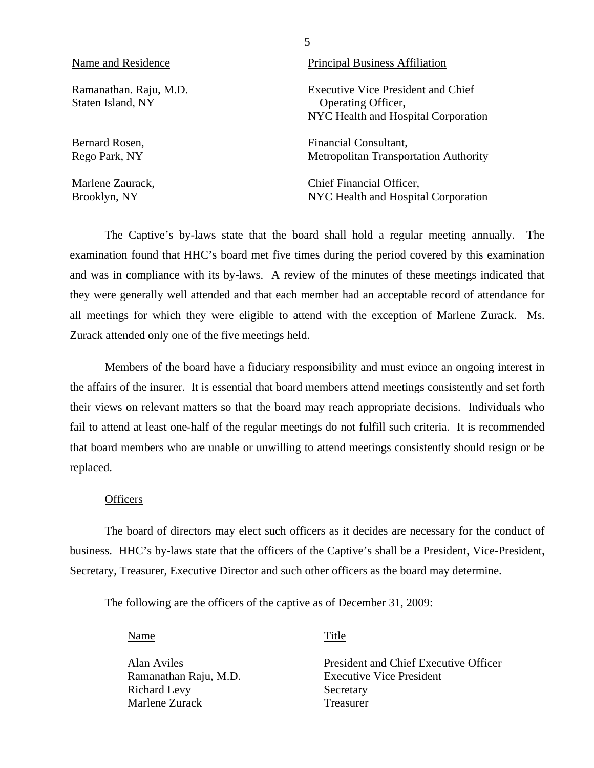| Name and Residence | Principal Business Affiliation |
| --- | --- |
| Ramanathan. Raju, M.D.<br>Staten Island, NY | Executive Vice President and Chief Operating Officer,<br>NYC Health and Hospital Corporation |
| Bernard Rosen,<br>Rego Park, NY | Financial Consultant,<br>Metropolitan Transportation Authority |
| Marlene Zaurack,<br>Brooklyn, NY | Chief Financial Officer,<br>NYC Health and Hospital Corporation |

The Captive's by-laws state that the board shall hold a regular meeting annually. The examination found that HHC's board met five times during the period covered by this examination and was in compliance with its by-laws. A review of the minutes of these meetings indicated that they were generally well attended and that each member had an acceptable record of attendance for all meetings for which they were eligible to attend with the exception of Marlene Zurack. Ms. Zurack attended only one of the five meetings held.

Members of the board have a fiduciary responsibility and must evince an ongoing interest in the affairs of the insurer. It is essential that board members attend meetings consistently and set forth their views on relevant matters so that the board may reach appropriate decisions. Individuals who fail to attend at least one-half of the regular meetings do not fulfill such criteria. It is recommended that board members who are unable or unwilling to attend meetings consistently should resign or be replaced.

Officers

The board of directors may elect such officers as it decides are necessary for the conduct of business. HHC's by-laws state that the officers of the Captive's shall be a President, Vice-President, Secretary, Treasurer, Executive Director and such other officers as the board may determine.

The following are the officers of the captive as of December 31, 2009:

| Name | Title |
| --- | --- |
| Alan Aviles | President and Chief Executive Officer |
| Ramanathan Raju, M.D. | Executive Vice President |
| Richard Levy | Secretary |
| Marlene Zurack | Treasurer |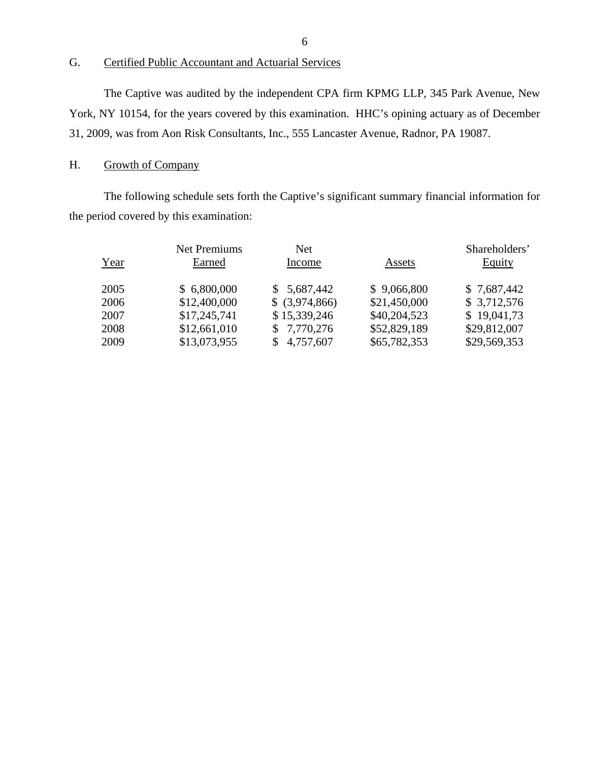## G. Certified Public Accountant and Actuarial Services

The Captive was audited by the independent CPA firm KPMG LLP, 345 Park Avenue, New York, NY 10154, for the years covered by this examination. HHC's opining actuary as of December 31, 2009, was from Aon Risk Consultants, Inc., 555 Lancaster Avenue, Radnor, PA 19087.

## H. Growth of Company

The following schedule sets forth the Captive's significant summary financial information for the period covered by this examination:

| Year | Net Premiums Earned | Net Income | Assets | Shareholders' Equity |
|---|---|---|---|---|
| 2005 | $ 6,800,000 | $ 5,687,442 | $ 9,066,800 | $ 7,687,442 |
| 2006 | $12,400,000 | $ (3,974,866) | $21,450,000 | $ 3,712,576 |
| 2007 | $17,245,741 | $ 15,339,246 | $40,204,523 | $ 19,041,73 |
| 2008 | $12,661,010 | $ 7,770,276 | $52,829,189 | $29,812,007 |
| 2009 | $13,073,955 | $ 4,757,607 | $65,782,353 | $29,569,353 |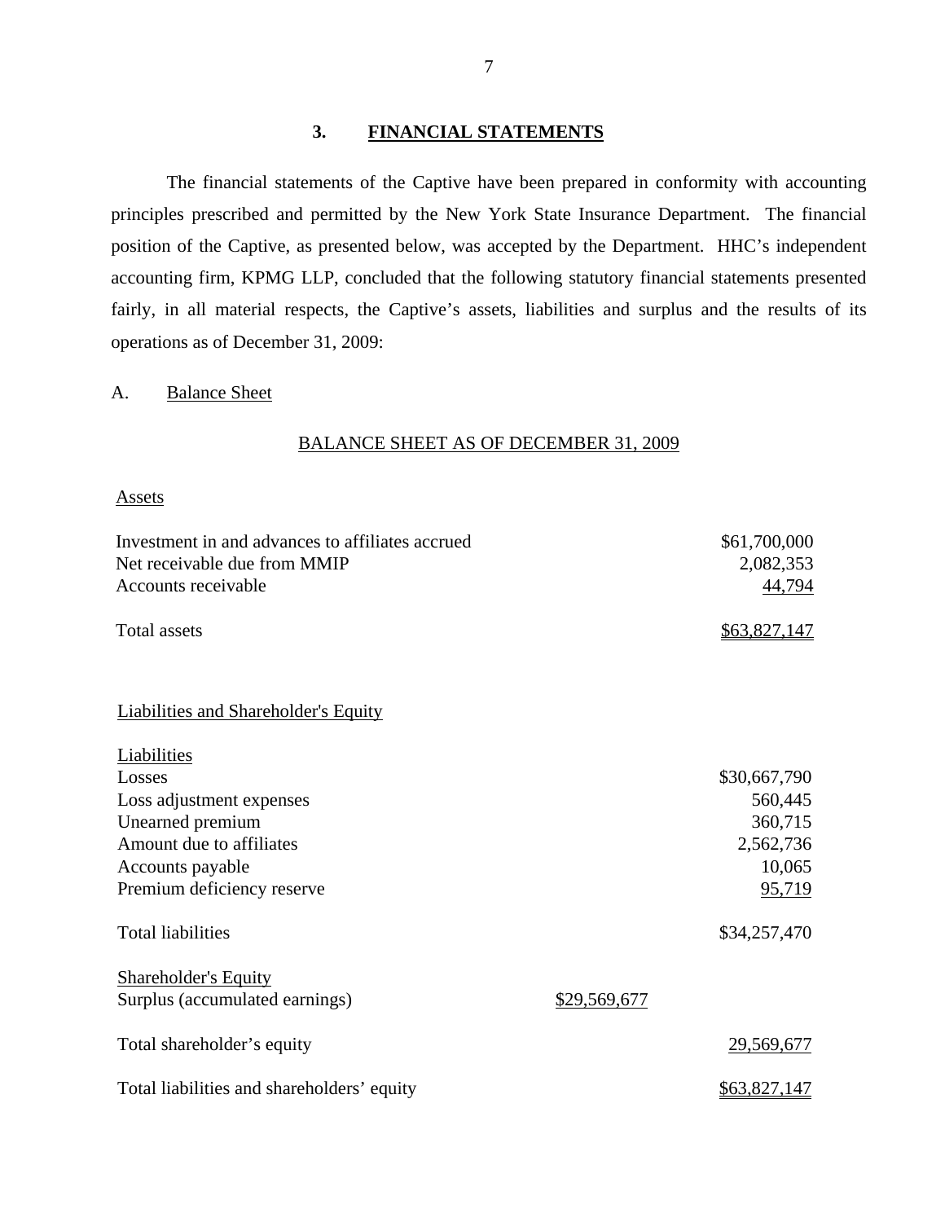## 3. FINANCIAL STATEMENTS

The financial statements of the Captive have been prepared in conformity with accounting principles prescribed and permitted by the New York State Insurance Department. The financial position of the Captive, as presented below, was accepted by the Department. HHC's independent accounting firm, KPMG LLP, concluded that the following statutory financial statements presented fairly, in all material respects, the Captive's assets, liabilities and surplus and the results of its operations as of December 31, 2009:

A. Balance Sheet

BALANCE SHEET AS OF DECEMBER 31, 2009

| Assets | | |
|---|---|---|
| Investment in and advances to affiliates accrued | | $61,700,000 |
| Net receivable due from MMIP | | 2,082,353 |
| Accounts receivable | | 44,794 |
| Total assets | | $63,827,147 |
| | | |
| Liabilities and Shareholder's Equity | | |
| Liabilities | | |
| Losses | | $30,667,790 |
| Loss adjustment expenses | | 560,445 |
| Unearned premium | | 360,715 |
| Amount due to affiliates | | 2,562,736 |
| Accounts payable | | 10,065 |
| Premium deficiency reserve | | 95,719 |
| Total liabilities | | $34,257,470 |
| Shareholder's Equity | | |
| Surplus (accumulated earnings) | $29,569,677 | |
| Total shareholder's equity | | 29,569,677 |
| Total liabilities and shareholders' equity | | $63,827,147 |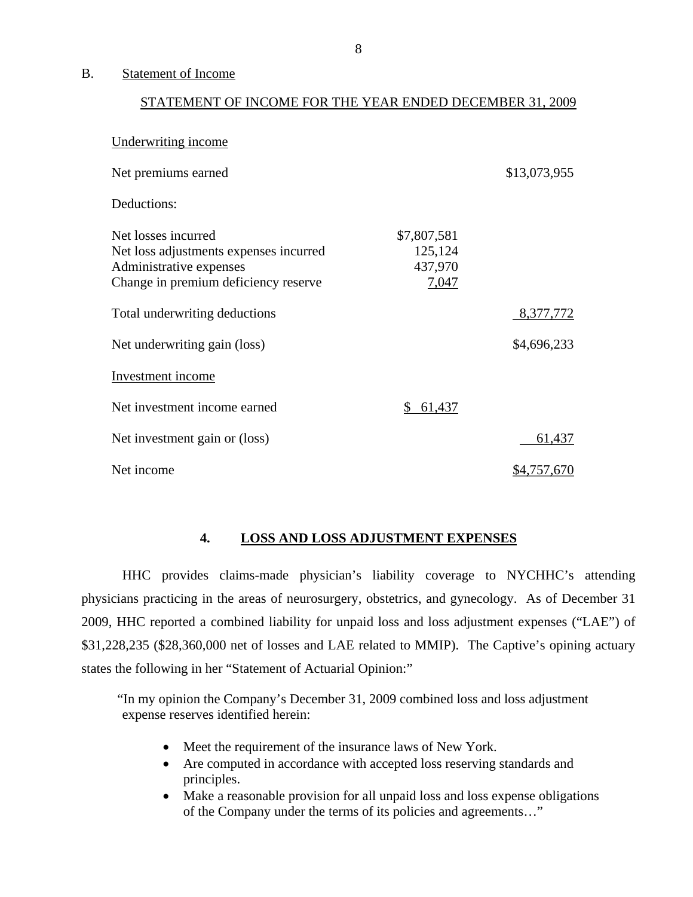B. Statement of Income

STATEMENT OF INCOME FOR THE YEAR ENDED DECEMBER 31, 2009

| | | |
|---|---|---|
| Underwriting income | | |
| Net premiums earned | | $13,073,955 |
| Deductions: | | |
| Net losses incurred | $7,807,581 | |
| Net loss adjustments expenses incurred | 125,124 | |
| Administrative expenses | 437,970 | |
| Change in premium deficiency reserve | 7,047 | |
| Total underwriting deductions | | 8,377,772 |
| Net underwriting gain (loss) | | $4,696,233 |
| Investment income | | |
| Net investment income earned | $ 61,437 | |
| Net investment gain or (loss) | | 61,437 |
| Net income | | $4,757,670 |

## 4. LOSS AND LOSS ADJUSTMENT EXPENSES

HHC provides claims-made physician's liability coverage to NYCHHC's attending physicians practicing in the areas of neurosurgery, obstetrics, and gynecology. As of December 31 2009, HHC reported a combined liability for unpaid loss and loss adjustment expenses ("LAE") of $31,228,235 ($28,360,000 net of losses and LAE related to MMIP). The Captive's opining actuary states the following in her "Statement of Actuarial Opinion:"

"In my opinion the Company's December 31, 2009 combined loss and loss adjustment expense reserves identified herein:

- Meet the requirement of the insurance laws of New York.
- Are computed in accordance with accepted loss reserving standards and principles.
- Make a reasonable provision for all unpaid loss and loss expense obligations of the Company under the terms of its policies and agreements…"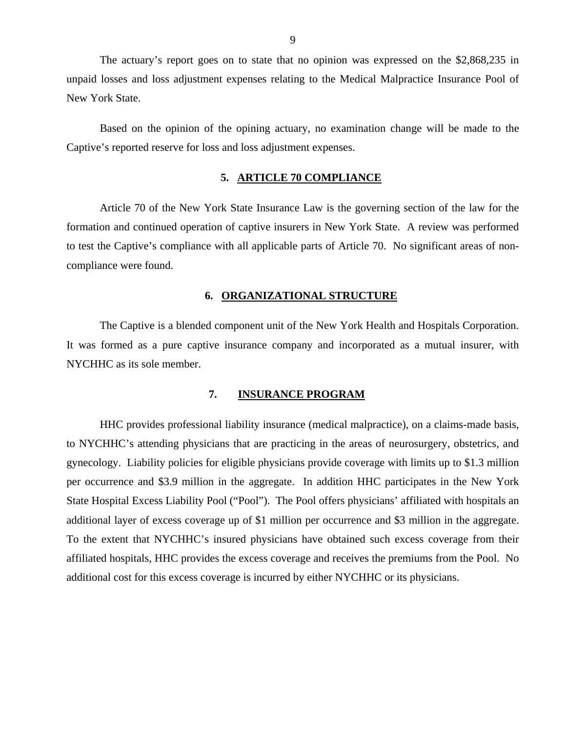The actuary's report goes on to state that no opinion was expressed on the $2,868,235 in unpaid losses and loss adjustment expenses relating to the Medical Malpractice Insurance Pool of New York State.

Based on the opinion of the opining actuary, no examination change will be made to the Captive's reported reserve for loss and loss adjustment expenses.

## 5. ARTICLE 70 COMPLIANCE

Article 70 of the New York State Insurance Law is the governing section of the law for the formation and continued operation of captive insurers in New York State. A review was performed to test the Captive's compliance with all applicable parts of Article 70. No significant areas of non-compliance were found.

## 6. ORGANIZATIONAL STRUCTURE

The Captive is a blended component unit of the New York Health and Hospitals Corporation. It was formed as a pure captive insurance company and incorporated as a mutual insurer, with NYCHHC as its sole member.

## 7. INSURANCE PROGRAM

HHC provides professional liability insurance (medical malpractice), on a claims-made basis, to NYCHHC's attending physicians that are practicing in the areas of neurosurgery, obstetrics, and gynecology. Liability policies for eligible physicians provide coverage with limits up to $1.3 million per occurrence and $3.9 million in the aggregate. In addition HHC participates in the New York State Hospital Excess Liability Pool ("Pool"). The Pool offers physicians' affiliated with hospitals an additional layer of excess coverage up of $1 million per occurrence and $3 million in the aggregate. To the extent that NYCHHC's insured physicians have obtained such excess coverage from their affiliated hospitals, HHC provides the excess coverage and receives the premiums from the Pool. No additional cost for this excess coverage is incurred by either NYCHHC or its physicians.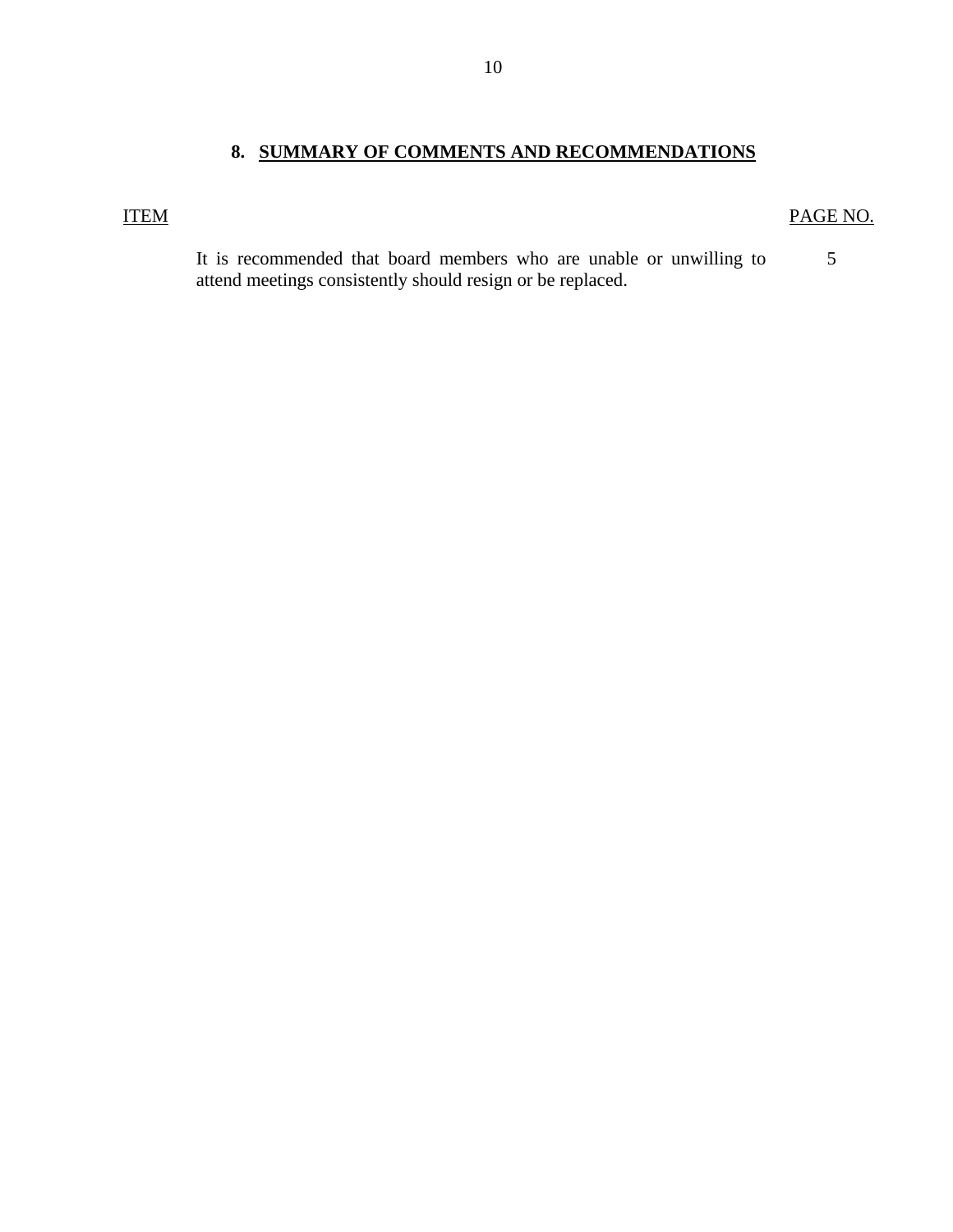## 8. SUMMARY OF COMMENTS AND RECOMMENDATIONS

| ITEM | PAGE NO. |
| --- | --- |
| It is recommended that board members who are unable or unwilling to attend meetings consistently should resign or be replaced. | 5 |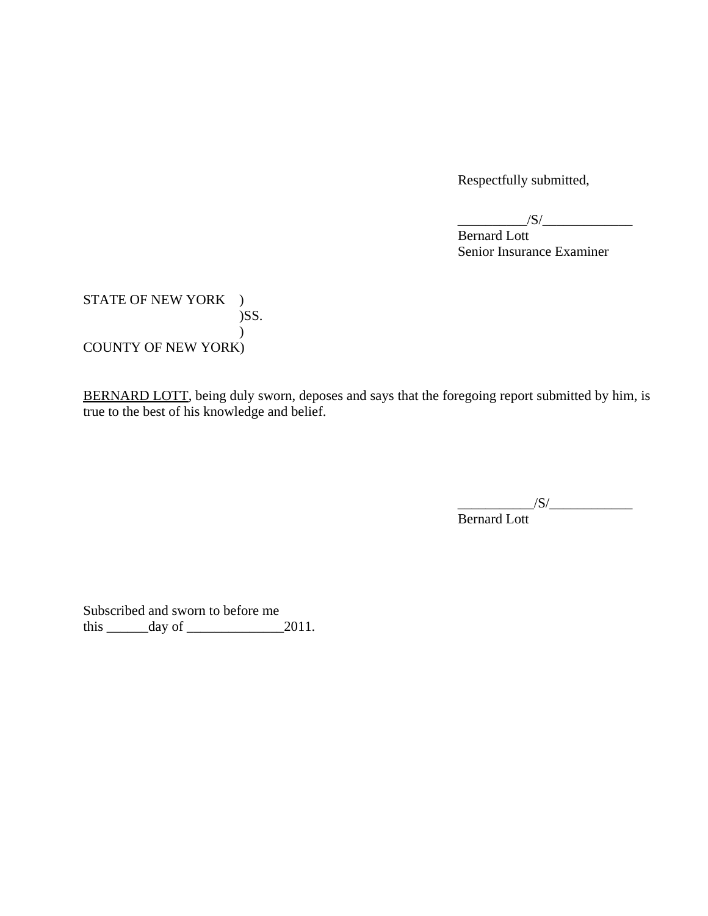Respectfully submitted,

__________/S/_____________
Bernard Lott
Senior Insurance Examiner

STATE OF NEW YORK )
)SS.
)
COUNTY OF NEW YORK)

<u>BERNARD LOTT</u>, being duly sworn, deposes and says that the foregoing report submitted by him, is true to the best of his knowledge and belief.

___________/S/____________
Bernard Lott

Subscribed and sworn to before me
this ______day of ______________2011.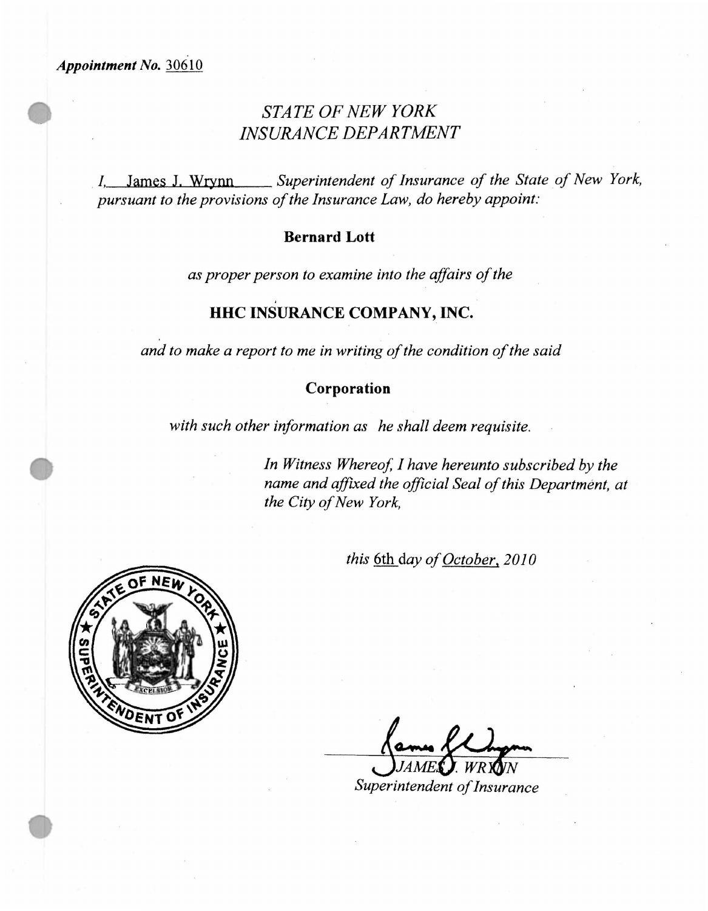*Appointment No.* 30610

## *STATE OF NEW YORK*
## *INSURANCE DEPARTMENT*

*I,* James J. Wrynn *Superintendent of Insurance of the State of New York, pursuant to the provisions of the Insurance Law, do hereby appoint:*

**Bernard Lott**

*as proper person to examine into the affairs of the*

**HHC INSURANCE COMPANY, INC.**

*and to make a report to me in writing of the condition of the said*

**Corporation**

*with such other information as he shall deem requisite.*

*In Witness Whereof, I have hereunto subscribed by the name and affixed the official Seal of this Department, at the City of New York,*

*this* 6th *day of* *October, 2010*

*JAMES J. WRYNN*
*Superintendent of Insurance*